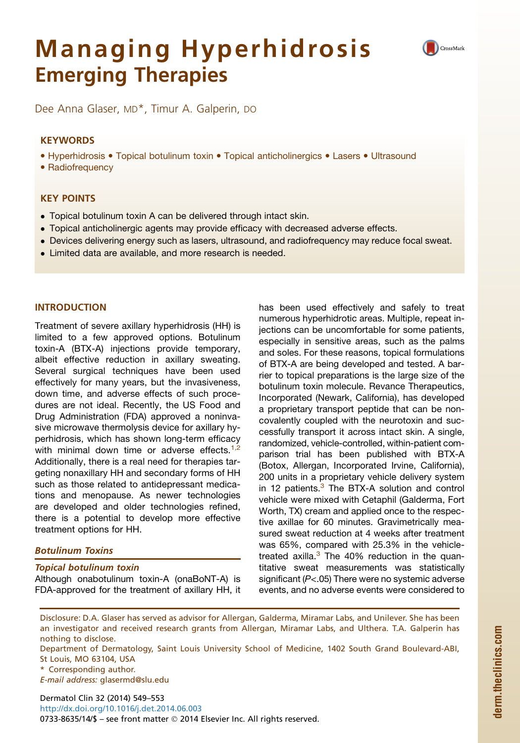# Managing Hyperhidrosis

## Emerging Therapies

Dee Anna Glaser, MD*, Timur A. Galperin, DO

### KEYWORDS

- Hyperhidrosis • Topical botulinum toxin • Topical anticholinergics • Lasers • Ultrasound
- Radiofrequency

### KEY POINTS

- Topical botulinum toxin A can be delivered through intact skin.
- Topical anticholinergic agents may provide efficacy with decreased adverse effects.
- Devices delivering energy such as lasers, ultrasound, and radiofrequency may reduce focal sweat.
- Limited data are available, and more research is needed.

## INTRODUCTION

Treatment of severe axillary hyperhidrosis (HH) is limited to a few approved options. Botulinum toxin-A (BTX-A) injections provide temporary, albeit effective reduction in axillary sweating. Several surgical techniques have been used effectively for many years, but the invasiveness, down time, and adverse effects of such procedures are not ideal. Recently, the US Food and Drug Administration (FDA) approved a noninvasive microwave thermolysis device for axillary hyperhidrosis, which has shown long-term efficacy with minimal down time or adverse effects.[1,2] Additionally, there is a real need for therapies targeting nonaxillary HH and secondary forms of HH such as those related to antidepressant medications and menopause. As newer technologies are developed and older technologies refined, there is a potential to develop more effective treatment options for HH.

### *Botulinum Toxins*

#### *Topical botulinum toxin*

Although onabotulinum toxin-A (onaBoNT-A) is FDA-approved for the treatment of axillary HH, it has been used effectively and safely to treat numerous hyperhidrotic areas. Multiple, repeat injections can be uncomfortable for some patients, especially in sensitive areas, such as the palms and soles. For these reasons, topical formulations of BTX-A are being developed and tested. A barrier to topical preparations is the large size of the botulinum toxin molecule. Revance Therapeutics, Incorporated (Newark, California), has developed a proprietary transport peptide that can be noncovalently coupled with the neurotoxin and successfully transport it across intact skin. A single, randomized, vehicle-controlled, within-patient comparison trial has been published with BTX-A (Botox, Allergan, Incorporated Irvine, California), 200 units in a proprietary vehicle delivery system in 12 patients.[3] The BTX-A solution and control vehicle were mixed with Cetaphil (Galderma, Fort Worth, TX) cream and applied once to the respective axillae for 60 minutes. Gravimetrically measured sweat reduction at 4 weeks after treatment was 65%, compared with 25.3% in the vehicle-treated axilla.[3] The 40% reduction in the quantitative sweat measurements was statistically significant ($P<.05$) There were no systemic adverse events, and no adverse events were considered to

Disclosure: D.A. Glaser has served as advisor for Allergan, Galderma, Miramar Labs, and Unilever. She has been an investigator and received research grants from Allergan, Miramar Labs, and Ulthera. T.A. Galperin has nothing to disclose.

Department of Dermatology, Saint Louis University School of Medicine, 1402 South Grand Boulevard-ABI, St Louis, MO 63104, USA

\* Corresponding author.

*E-mail address:* glasermd@slu.edu

http://dx.doi.org/10.1016/j.det.2014.06.003

0733-8635/14/$ – see front matter © 2014 Elsevier Inc. All rights reserved.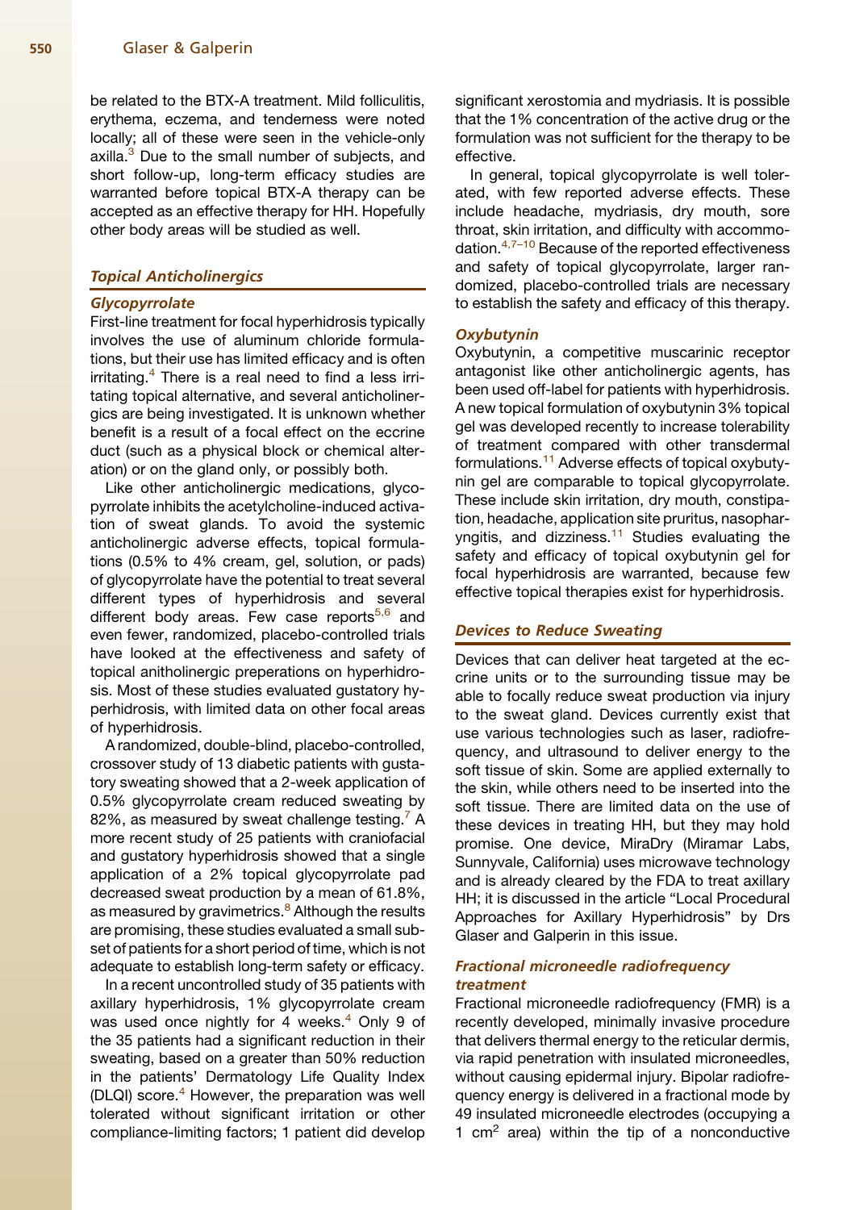be related to the BTX-A treatment. Mild folliculitis, erythema, eczema, and tenderness were noted locally; all of these were seen in the vehicle-only axilla.[3] Due to the small number of subjects, and short follow-up, long-term efficacy studies are warranted before topical BTX-A therapy can be accepted as an effective therapy for HH. Hopefully other body areas will be studied as well.

## Topical Anticholinergics

### Glycopyrrolate

First-line treatment for focal hyperhidrosis typically involves the use of aluminum chloride formulations, but their use has limited efficacy and is often irritating.[4] There is a real need to find a less irritating topical alternative, and several anticholinergics are being investigated. It is unknown whether benefit is a result of a focal effect on the eccrine duct (such as a physical block or chemical alteration) or on the gland only, or possibly both.

Like other anticholinergic medications, glycopyrrolate inhibits the acetylcholine-induced activation of sweat glands. To avoid the systemic anticholinergic adverse effects, topical formulations (0.5% to 4% cream, gel, solution, or pads) of glycopyrrolate have the potential to treat several different types of hyperhidrosis and several different body areas. Few case reports[5,6] and even fewer, randomized, placebo-controlled trials have looked at the effectiveness and safety of topical anitholinergic preperations on hyperhidrosis. Most of these studies evaluated gustatory hyperhidrosis, with limited data on other focal areas of hyperhidrosis.

A randomized, double-blind, placebo-controlled, crossover study of 13 diabetic patients with gustatory sweating showed that a 2-week application of 0.5% glycopyrrolate cream reduced sweating by 82%, as measured by sweat challenge testing.[7] A more recent study of 25 patients with craniofacial and gustatory hyperhidrosis showed that a single application of a 2% topical glycopyrrolate pad decreased sweat production by a mean of 61.8%, as measured by gravimetrics.[8] Although the results are promising, these studies evaluated a small subset of patients for a short period of time, which is not adequate to establish long-term safety or efficacy.

In a recent uncontrolled study of 35 patients with axillary hyperhidrosis, 1% glycopyrrolate cream was used once nightly for 4 weeks.[4] Only 9 of the 35 patients had a significant reduction in their sweating, based on a greater than 50% reduction in the patients' Dermatology Life Quality Index (DLQI) score.[4] However, the preparation was well tolerated without significant irritation or other compliance-limiting factors; 1 patient did develop significant xerostomia and mydriasis. It is possible that the 1% concentration of the active drug or the formulation was not sufficient for the therapy to be effective.

In general, topical glycopyrrolate is well tolerated, with few reported adverse effects. These include headache, mydriasis, dry mouth, sore throat, skin irritation, and difficulty with accommodation.[4,7–10] Because of the reported effectiveness and safety of topical glycopyrrolate, larger randomized, placebo-controlled trials are necessary to establish the safety and efficacy of this therapy.

### Oxybutynin

Oxybutynin, a competitive muscarinic receptor antagonist like other anticholinergic agents, has been used off-label for patients with hyperhidrosis. A new topical formulation of oxybutynin 3% topical gel was developed recently to increase tolerability of treatment compared with other transdermal formulations.[11] Adverse effects of topical oxybutynin gel are comparable to topical glycopyrrolate. These include skin irritation, dry mouth, constipation, headache, application site pruritus, nasopharyngitis, and dizziness.[11] Studies evaluating the safety and efficacy of topical oxybutynin gel for focal hyperhidrosis are warranted, because few effective topical therapies exist for hyperhidrosis.

## Devices to Reduce Sweating

Devices that can deliver heat targeted at the eccrine units or to the surrounding tissue may be able to focally reduce sweat production via injury to the sweat gland. Devices currently exist that use various technologies such as laser, radiofrequency, and ultrasound to deliver energy to the soft tissue of skin. Some are applied externally to the skin, while others need to be inserted into the soft tissue. There are limited data on the use of these devices in treating HH, but they may hold promise. One device, MiraDry (Miramar Labs, Sunnyvale, California) uses microwave technology and is already cleared by the FDA to treat axillary HH; it is discussed in the article "Local Procedural Approaches for Axillary Hyperhidrosis" by Drs Glaser and Galperin in this issue.

### Fractional microneedle radiofrequency treatment

Fractional microneedle radiofrequency (FMR) is a recently developed, minimally invasive procedure that delivers thermal energy to the reticular dermis, via rapid penetration with insulated microneedles, without causing epidermal injury. Bipolar radiofrequency energy is delivered in a fractional mode by 49 insulated microneedle electrodes (occupying a 1 $cm^2$ area) within the tip of a nonconductive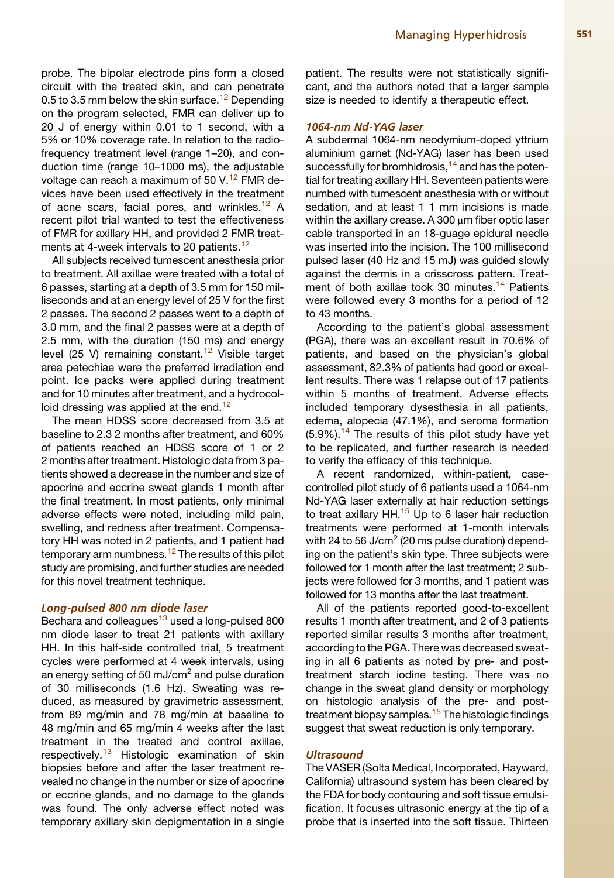probe. The bipolar electrode pins form a closed circuit with the treated skin, and can penetrate 0.5 to 3.5 mm below the skin surface.[12] Depending on the program selected, FMR can deliver up to 20 J of energy within 0.01 to 1 second, with a 5% or 10% coverage rate. In relation to the radiofrequency treatment level (range 1–20), and conduction time (range 10–1000 ms), the adjustable voltage can reach a maximum of 50 V.[12] FMR devices have been used effectively in the treatment of acne scars, facial pores, and wrinkles.[12] A recent pilot trial wanted to test the effectiveness of FMR for axillary HH, and provided 2 FMR treatments at 4-week intervals to 20 patients.[12]

All subjects received tumescent anesthesia prior to treatment. All axillae were treated with a total of 6 passes, starting at a depth of 3.5 mm for 150 milliseconds and at an energy level of 25 V for the first 2 passes. The second 2 passes went to a depth of 3.0 mm, and the final 2 passes were at a depth of 2.5 mm, with the duration (150 ms) and energy level (25 V) remaining constant.[12] Visible target area petechiae were the preferred irradiation end point. Ice packs were applied during treatment and for 10 minutes after treatment, and a hydrocolloid dressing was applied at the end.[12]

The mean HDSS score decreased from 3.5 at baseline to 2.3 2 months after treatment, and 60% of patients reached an HDSS score of 1 or 2 2 months after treatment. Histologic data from 3 patients showed a decrease in the number and size of apocrine and eccrine sweat glands 1 month after the final treatment. In most patients, only minimal adverse effects were noted, including mild pain, swelling, and redness after treatment. Compensatory HH was noted in 2 patients, and 1 patient had temporary arm numbness.[12] The results of this pilot study are promising, and further studies are needed for this novel treatment technique.

### *Long-pulsed 800 nm diode laser*

Bechara and colleagues[13] used a long-pulsed 800 nm diode laser to treat 21 patients with axillary HH. In this half-side controlled trial, 5 treatment cycles were performed at 4 week intervals, using an energy setting of 50 mJ/cm$^2$ and pulse duration of 30 milliseconds (1.6 Hz). Sweating was reduced, as measured by gravimetric assessment, from 89 mg/min and 78 mg/min at baseline to 48 mg/min and 65 mg/min 4 weeks after the last treatment in the treated and control axillae, respectively.[13] Histologic examination of skin biopsies before and after the laser treatment revealed no change in the number or size of apocrine or eccrine glands, and no damage to the glands was found. The only adverse effect noted was temporary axillary skin depigmentation in a single patient. The results were not statistically significant, and the authors noted that a larger sample size is needed to identify a therapeutic effect.

### *1064-nm Nd-YAG laser*

A subdermal 1064-nm neodymium-doped yttrium aluminium garnet (Nd-YAG) laser has been used successfully for bromhidrosis,[14] and has the potential for treating axillary HH. Seventeen patients were numbed with tumescent anesthesia with or without sedation, and at least 1 1 mm incisions is made within the axillary crease. A 300 μm fiber optic laser cable transported in an 18-guage epidural needle was inserted into the incision. The 100 millisecond pulsed laser (40 Hz and 15 mJ) was guided slowly against the dermis in a crisscross pattern. Treatment of both axillae took 30 minutes.[14] Patients were followed every 3 months for a period of 12 to 43 months.

According to the patient's global assessment (PGA), there was an excellent result in 70.6% of patients, and based on the physician's global assessment, 82.3% of patients had good or excellent results. There was 1 relapse out of 17 patients within 5 months of treatment. Adverse effects included temporary dysesthesia in all patients, edema, alopecia (47.1%), and seroma formation (5.9%).[14] The results of this pilot study have yet to be replicated, and further research is needed to verify the efficacy of this technique.

A recent randomized, within-patient, case-controlled pilot study of 6 patients used a 1064-nm Nd-YAG laser externally at hair reduction settings to treat axillary HH.[15] Up to 6 laser hair reduction treatments were performed at 1-month intervals with 24 to 56 J/cm$^2$ (20 ms pulse duration) depending on the patient's skin type. Three subjects were followed for 1 month after the last treatment; 2 subjects were followed for 3 months, and 1 patient was followed for 13 months after the last treatment.

All of the patients reported good-to-excellent results 1 month after treatment, and 2 of 3 patients reported similar results 3 months after treatment, according to the PGA. There was decreased sweating in all 6 patients as noted by pre- and post-treatment starch iodine testing. There was no change in the sweat gland density or morphology on histologic analysis of the pre- and post-treatment biopsy samples.[15] The histologic findings suggest that sweat reduction is only temporary.

### *Ultrasound*

The VASER (Solta Medical, Incorporated, Hayward, California) ultrasound system has been cleared by the FDA for body contouring and soft tissue emulsification. It focuses ultrasonic energy at the tip of a probe that is inserted into the soft tissue. Thirteen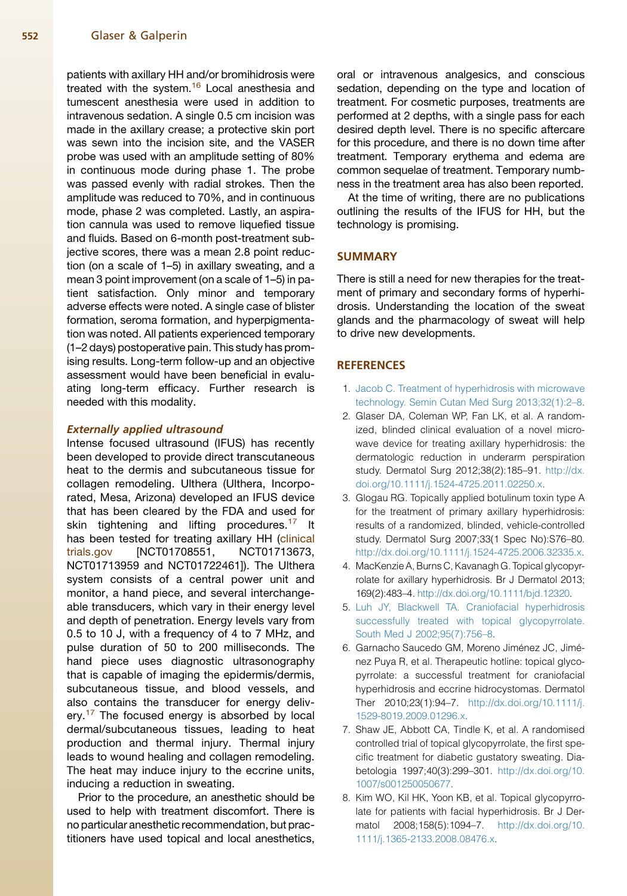patients with axillary HH and/or bromihidrosis were treated with the system.[16] Local anesthesia and tumescent anesthesia were used in addition to intravenous sedation. A single 0.5 cm incision was made in the axillary crease; a protective skin port was sewn into the incision site, and the VASER probe was used with an amplitude setting of 80% in continuous mode during phase 1. The probe was passed evenly with radial strokes. Then the amplitude was reduced to 70%, and in continuous mode, phase 2 was completed. Lastly, an aspiration cannula was used to remove liquefied tissue and fluids. Based on 6-month post-treatment subjective scores, there was a mean 2.8 point reduction (on a scale of 1–5) in axillary sweating, and a mean 3 point improvement (on a scale of 1–5) in patient satisfaction. Only minor and temporary adverse effects were noted. A single case of blister formation, seroma formation, and hyperpigmentation was noted. All patients experienced temporary (1–2 days) postoperative pain. This study has promising results. Long-term follow-up and an objective assessment would have been beneficial in evaluating long-term efficacy. Further research is needed with this modality.

#### *Externally applied ultrasound*

Intense focused ultrasound (IFUS) has recently been developed to provide direct transcutaneous heat to the dermis and subcutaneous tissue for collagen remodeling. Ulthera (Ulthera, Incorporated, Mesa, Arizona) developed an IFUS device that has been cleared by the FDA and used for skin tightening and lifting procedures.[17] It has been tested for treating axillary HH (clinical trials.gov [NCT01708551, NCT01713673, NCT01713959 and NCT01722461]). The Ulthera system consists of a central power unit and monitor, a hand piece, and several interchangeable transducers, which vary in their energy level and depth of penetration. Energy levels vary from 0.5 to 10 J, with a frequency of 4 to 7 MHz, and pulse duration of 50 to 200 milliseconds. The hand piece uses diagnostic ultrasonography that is capable of imaging the epidermis/dermis, subcutaneous tissue, and blood vessels, and also contains the transducer for energy delivery.[17] The focused energy is absorbed by local dermal/subcutaneous tissues, leading to heat production and thermal injury. Thermal injury leads to wound healing and collagen remodeling. The heat may induce injury to the eccrine units, inducing a reduction in sweating.

Prior to the procedure, an anesthetic should be used to help with treatment discomfort. There is no particular anesthetic recommendation, but practitioners have used topical and local anesthetics, oral or intravenous analgesics, and conscious sedation, depending on the type and location of treatment. For cosmetic purposes, treatments are performed at 2 depths, with a single pass for each desired depth level. There is no specific aftercare for this procedure, and there is no down time after treatment. Temporary erythema and edema are common sequelae of treatment. Temporary numbness in the treatment area has also been reported.

At the time of writing, there are no publications outlining the results of the IFUS for HH, but the technology is promising.

## SUMMARY

There is still a need for new therapies for the treatment of primary and secondary forms of hyperhidrosis. Understanding the location of the sweat glands and the pharmacology of sweat will help to drive new developments.

## REFERENCES

1. Jacob C. Treatment of hyperhidrosis with microwave technology. Semin Cutan Med Surg 2013;32(1):2–8.
2. Glaser DA, Coleman WP, Fan LK, et al. A randomized, blinded clinical evaluation of a novel microwave device for treating axillary hyperhidrosis: the dermatologic reduction in underarm perspiration study. Dermatol Surg 2012;38(2):185–91. http://dx.doi.org/10.1111/j.1524-4725.2011.02250.x.
3. Glogau RG. Topically applied botulinum toxin type A for the treatment of primary axillary hyperhidrosis: results of a randomized, blinded, vehicle-controlled study. Dermatol Surg 2007;33(1 Spec No):S76–80. http://dx.doi.org/10.1111/j.1524-4725.2006.32335.x.
4. MacKenzie A, Burns C, Kavanagh G. Topical glycopyrrolate for axillary hyperhidrosis. Br J Dermatol 2013; 169(2):483–4. http://dx.doi.org/10.1111/bjd.12320.
5. Luh JY, Blackwell TA. Craniofacial hyperhidrosis successfully treated with topical glycopyrrolate. South Med J 2002;95(7):756–8.
6. Garnacho Saucedo GM, Moreno Jiménez JC, Jiménez Puya R, et al. Therapeutic hotline: topical glycopyrrolate: a successful treatment for craniofacial hyperhidrosis and eccrine hidrocystomas. Dermatol Ther 2010;23(1):94–7. http://dx.doi.org/10.1111/j.1529-8019.2009.01296.x.
7. Shaw JE, Abbott CA, Tindle K, et al. A randomised controlled trial of topical glycopyrrolate, the first specific treatment for diabetic gustatory sweating. Diabetologia 1997;40(3):299–301. http://dx.doi.org/10.1007/s001250050677.
8. Kim WO, Kil HK, Yoon KB, et al. Topical glycopyrrolate for patients with facial hyperhidrosis. Br J Dermatol 2008;158(5):1094–7. http://dx.doi.org/10.1111/j.1365-2133.2008.08476.x.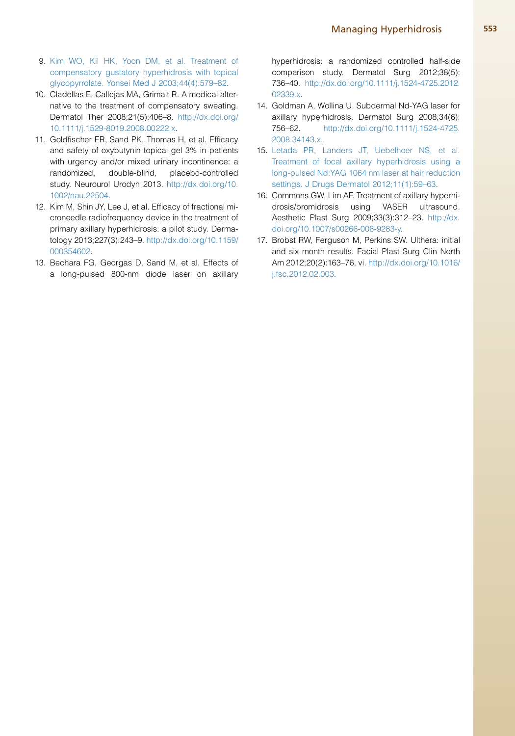9. Kim WO, Kil HK, Yoon DM, et al. Treatment of compensatory gustatory hyperhidrosis with topical glycopyrrolate. Yonsei Med J 2003;44(4):579–82.
10. Cladellas E, Callejas MA, Grimalt R. A medical alternative to the treatment of compensatory sweating. Dermatol Ther 2008;21(5):406–8. http://dx.doi.org/10.1111/j.1529-8019.2008.00222.x.
11. Goldfischer ER, Sand PK, Thomas H, et al. Efficacy and safety of oxybutynin topical gel 3% in patients with urgency and/or mixed urinary incontinence: a randomized, double-blind, placebo-controlled study. Neurourol Urodyn 2013. http://dx.doi.org/10.1002/nau.22504.
12. Kim M, Shin JY, Lee J, et al. Efficacy of fractional microneedle radiofrequency device in the treatment of primary axillary hyperhidrosis: a pilot study. Dermatology 2013;227(3):243–9. http://dx.doi.org/10.1159/000354602.
13. Bechara FG, Georgas D, Sand M, et al. Effects of a long-pulsed 800-nm diode laser on axillary hyperhidrosis: a randomized controlled half-side comparison study. Dermatol Surg 2012;38(5):736–40. http://dx.doi.org/10.1111/j.1524-4725.2012.02339.x.
14. Goldman A, Wollina U. Subdermal Nd-YAG laser for axillary hyperhidrosis. Dermatol Surg 2008;34(6):756–62. http://dx.doi.org/10.1111/j.1524-4725.2008.34143.x.
15. Letada PR, Landers JT, Uebelhoer NS, et al. Treatment of focal axillary hyperhidrosis using a long-pulsed Nd:YAG 1064 nm laser at hair reduction settings. J Drugs Dermatol 2012;11(1):59–63.
16. Commons GW, Lim AF. Treatment of axillary hyperhidrosis/bromidrosis using VASER ultrasound. Aesthetic Plast Surg 2009;33(3):312–23. http://dx.doi.org/10.1007/s00266-008-9283-y.
17. Brobst RW, Ferguson M, Perkins SW. Ulthera: initial and six month results. Facial Plast Surg Clin North Am 2012;20(2):163–76, vi. http://dx.doi.org/10.1016/j.fsc.2012.02.003.